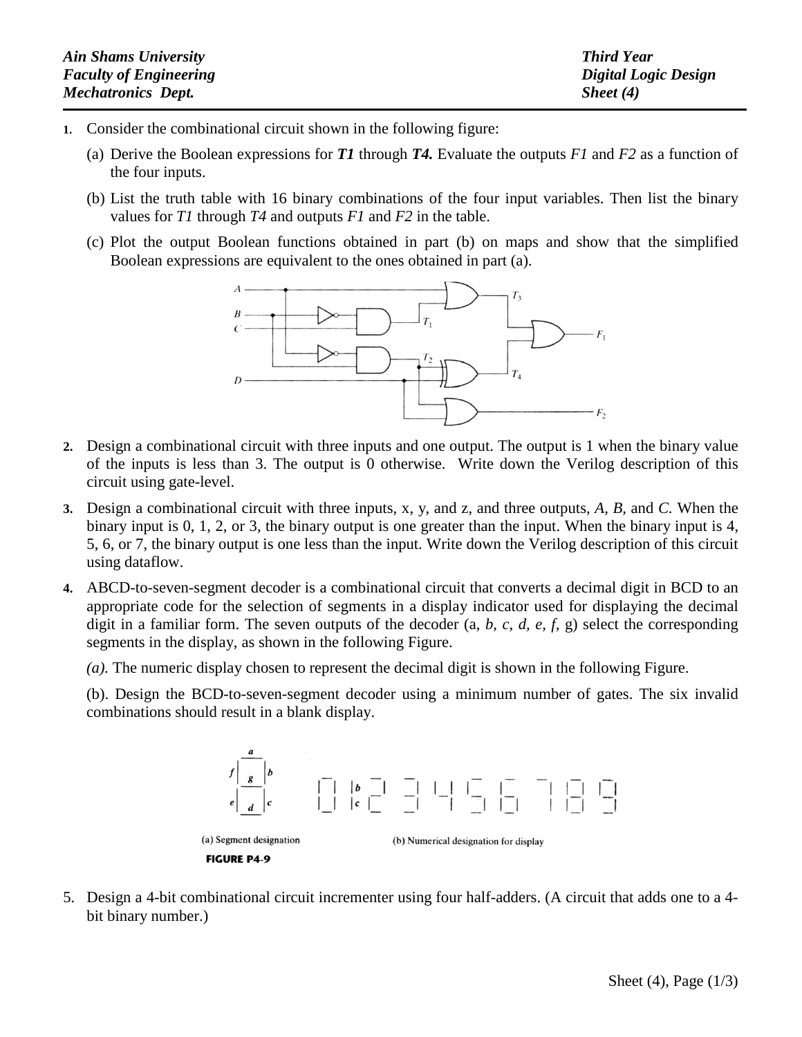**Ain Shams University**
**Faculty of Engineering**
**Mechatronics Dept.**

**Third Year**
**Digital Logic Design**
**Sheet (4)**

---

1. Consider the combinational circuit shown in the following figure:

   (a) Derive the Boolean expressions for ***T1*** through ***T4.*** Evaluate the outputs *F1* and *F2* as a function of the four inputs.

   (b) List the truth table with 16 binary combinations of the four input variables. Then list the binary values for *T1* through *T4* and outputs *F1* and *F2* in the table.

   (c) Plot the output Boolean functions obtained in part (b) on maps and show that the simplified Boolean expressions are equivalent to the ones obtained in part (a).

2. Design a combinational circuit with three inputs and one output. The output is 1 when the binary value of the inputs is less than 3. The output is 0 otherwise. Write down the Verilog description of this circuit using gate-level.

3. Design a combinational circuit with three inputs, x, y, and z, and three outputs, *A, B,* and *C.* When the binary input is 0, 1, 2, or 3, the binary output is one greater than the input. When the binary input is 4, 5, 6, or 7, the binary output is one less than the input. Write down the Verilog description of this circuit using dataflow.

4. ABCD-to-seven-segment decoder is a combinational circuit that converts a decimal digit in BCD to an appropriate code for the selection of segments in a display indicator used for displaying the decimal digit in a familiar form. The seven outputs of the decoder (a, *b, c, d, e, f,* g) select the corresponding segments in the display, as shown in the following Figure.

   *(a).* The numeric display chosen to represent the decimal digit is shown in the following Figure.

   (b). Design the BCD-to-seven-segment decoder using a minimum number of gates. The six invalid combinations should result in a blank display.

   (a) Segment designation (b) Numerical designation for display

   **FIGURE P4-9**

5. Design a 4-bit combinational circuit incrementer using four half-adders. (A circuit that adds one to a 4-bit binary number.)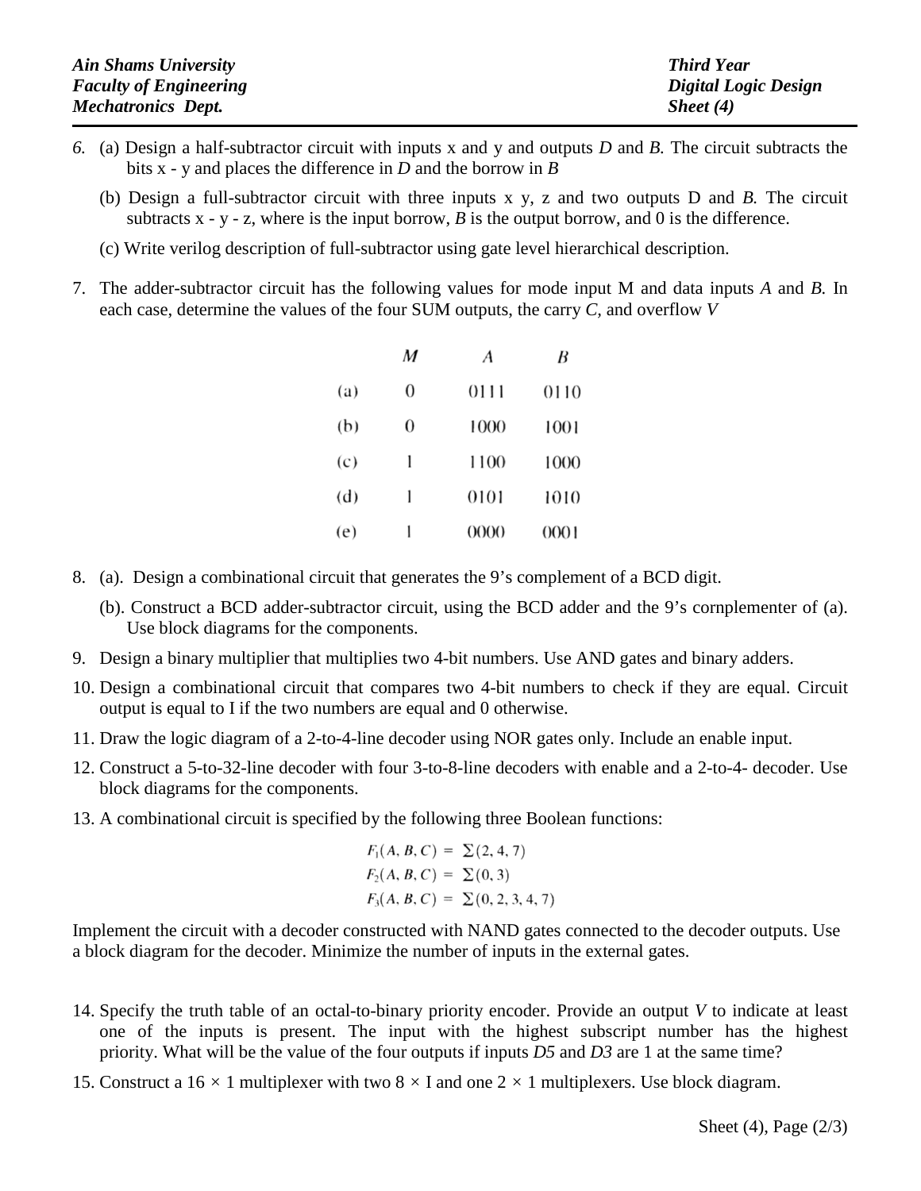6. (a) Design a half-subtractor circuit with inputs x and y and outputs *D* and *B.* The circuit subtracts the bits x - y and places the difference in *D* and the borrow in *B*

   (b) Design a full-subtractor circuit with three inputs x y, z and two outputs D and *B.* The circuit subtracts x - y - z, where is the input borrow, *B* is the output borrow, and 0 is the difference.

   (c) Write verilog description of full-subtractor using gate level hierarchical description.

7. The adder-subtractor circuit has the following values for mode input M and data inputs *A* and *B.* In each case, determine the values of the four SUM outputs, the carry *C*, and overflow *V*

|  | *M* | *A* | *B* |
|---|---|---|---|
| (a) | 0 | 0111 | 0110 |
| (b) | 0 | 1000 | 1001 |
| (c) | 1 | 1100 | 1000 |
| (d) | 1 | 0101 | 1010 |
| (e) | 1 | 0000 | 0001 |

8. (a). Design a combinational circuit that generates the 9's complement of a BCD digit.

   (b). Construct a BCD adder-subtractor circuit, using the BCD adder and the 9's cornplementer of (a). Use block diagrams for the components.

9. Design a binary multiplier that multiplies two 4-bit numbers. Use AND gates and binary adders.

10. Design a combinational circuit that compares two 4-bit numbers to check if they are equal. Circuit output is equal to I if the two numbers are equal and 0 otherwise.

11. Draw the logic diagram of a 2-to-4-line decoder using NOR gates only. Include an enable input.

12. Construct a 5-to-32-line decoder with four 3-to-8-line decoders with enable and a 2-to-4- decoder. Use block diagrams for the components.

13. A combinational circuit is specified by the following three Boolean functions:

$$F_1(A, B, C) = \Sigma(2, 4, 7)$$
$$F_2(A, B, C) = \Sigma(0, 3)$$
$$F_3(A, B, C) = \Sigma(0, 2, 3, 4, 7)$$

Implement the circuit with a decoder constructed with NAND gates connected to the decoder outputs. Use a block diagram for the decoder. Minimize the number of inputs in the external gates.

14. Specify the truth table of an octal-to-binary priority encoder. Provide an output *V* to indicate at least one of the inputs is present. The input with the highest subscript number has the highest priority. What will be the value of the four outputs if inputs *D5* and *D3* are 1 at the same time?

15. Construct a 16 × 1 multiplexer with two 8 × I and one 2 × 1 multiplexers. Use block diagram.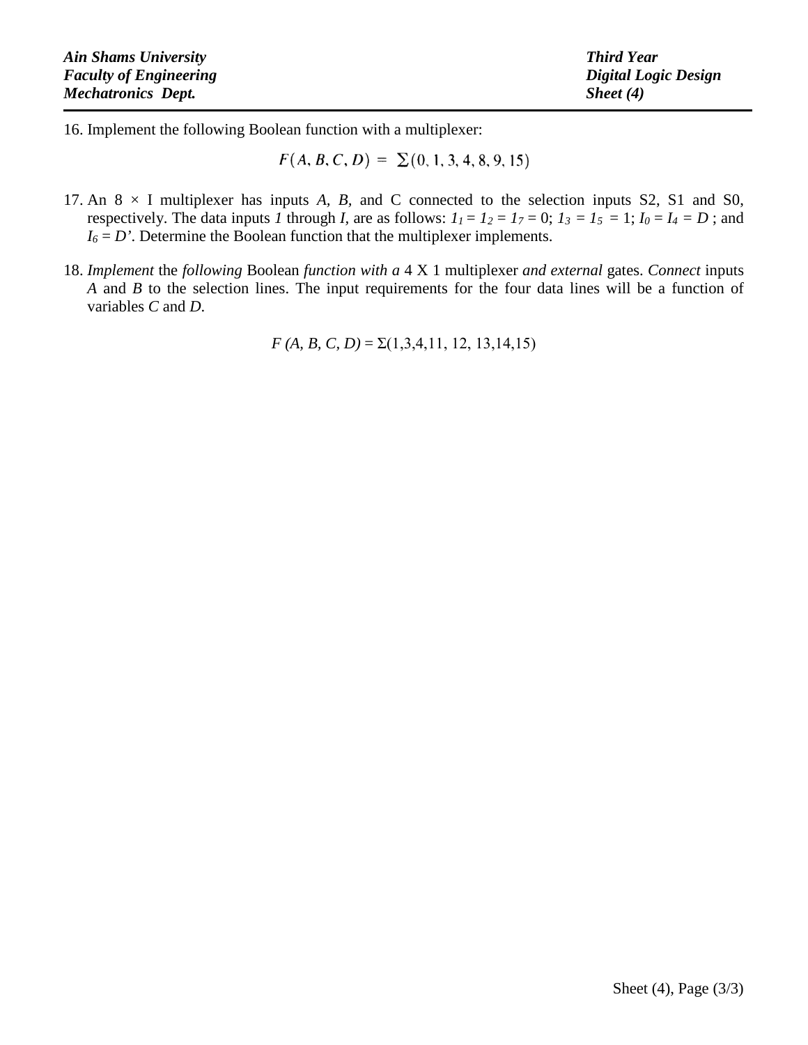16. Implement the following Boolean function with a multiplexer:

$$F(A, B, C, D) = \Sigma(0, 1, 3, 4, 8, 9, 15)$$

17. An 8 × I multiplexer has inputs *A, B,* and C connected to the selection inputs S2, S1 and S0, respectively. The data inputs *1* through *I,* are as follows: $1_1 = 1_2 = 1_7 = 0$; $1_3 = 1_5 = 1$; $I_0 = I_4 = D$ ; and $I_6 = D'$. Determine the Boolean function that the multiplexer implements.

18. *Implement* the *following* Boolean *function with a* 4 X 1 multiplexer *and external* gates. *Connect* inputs *A* and *B* to the selection lines. The input requirements for the four data lines will be a function of variables *C* and *D*.

$$F(A, B, C, D) = \Sigma(1,3,4,11, 12, 13,14,15)$$